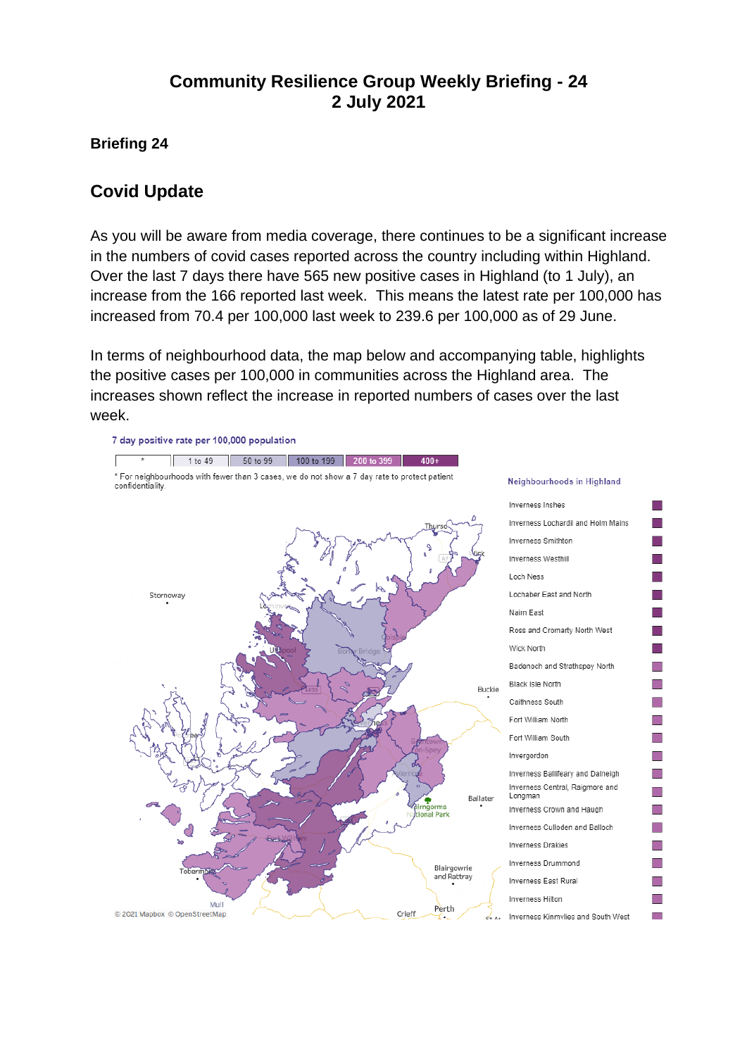# Community Resilience Group Weekly Briefing - 24
# 2 July 2021

## Briefing 24

## Covid Update

As you will be aware from media coverage, there continues to be a significant increase in the numbers of covid cases reported across the country including within Highland. Over the last 7 days there have 565 new positive cases in Highland (to 1 July), an increase from the 166 reported last week. This means the latest rate per 100,000 has increased from 70.4 per 100,000 last week to 239.6 per 100,000 as of 29 June.

In terms of neighbourhood data, the map below and accompanying table, highlights the positive cases per 100,000 in communities across the Highland area. The increases shown reflect the increase in reported numbers of cases over the last week.

7 day positive rate per 100,000 population

| * | 1 to 49 | 50 to 99 | 100 to 199 | 200 to 399 | 400+ |
|---|---|---|---|---|---|

* For neighbourhoods with fewer than 3 cases, we do not show a 7 day rate to protect patient confidentiality.

© 2021 Mapbox © OpenStreetMap

Neighbourhoods in Highland

- Inverness Inshes
- Inverness Lochardil and Holm Mains
- Inverness Smithton
- Inverness Westhill
- Loch Ness
- Lochaber East and North
- Nairn East
- Ross and Cromarty North West
- Wick North
- Badenoch and Strathspey North
- Black Isle North
- Caithness South
- Fort William North
- Fort William South
- Invergordon
- Inverness Ballifeary and Dalneigh
- Inverness Central, Raigmore and Longman
- Inverness Crown and Haugh
- Inverness Culloden and Balloch
- Inverness Drakies
- Inverness Drummond
- Inverness East Rural
- Inverness Hilton
- Inverness Kinmylies and South West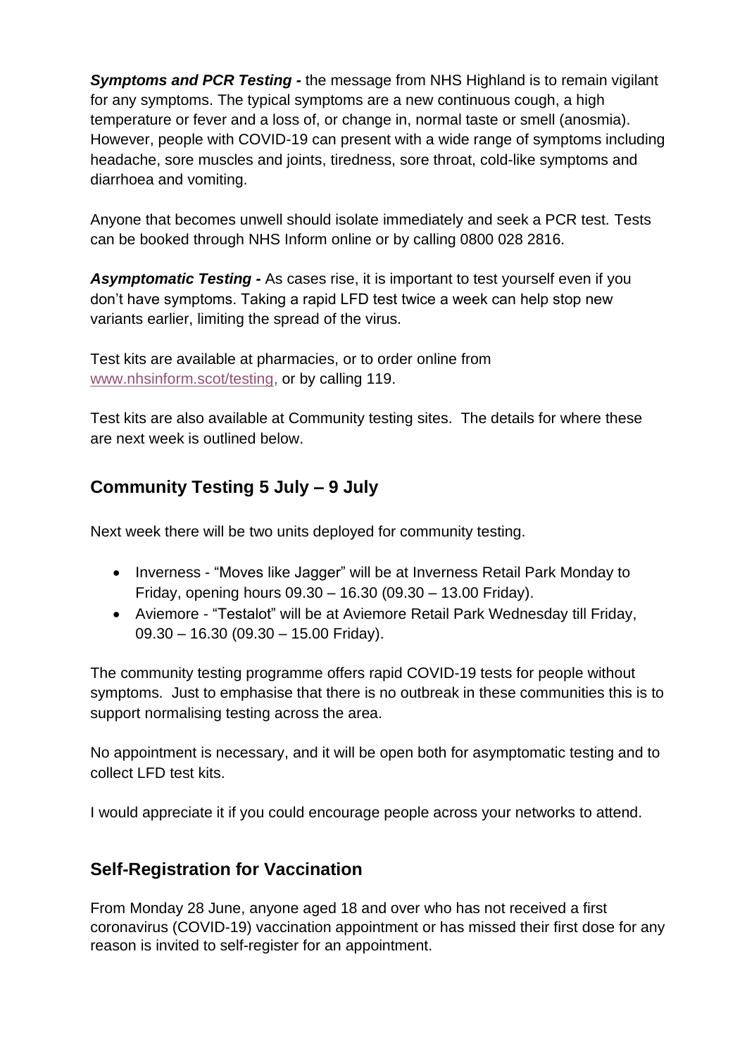***Symptoms and PCR Testing -*** the message from NHS Highland is to remain vigilant for any symptoms. The typical symptoms are a new continuous cough, a high temperature or fever and a loss of, or change in, normal taste or smell (anosmia). However, people with COVID-19 can present with a wide range of symptoms including headache, sore muscles and joints, tiredness, sore throat, cold-like symptoms and diarrhoea and vomiting.

Anyone that becomes unwell should isolate immediately and seek a PCR test. Tests can be booked through NHS Inform online or by calling 0800 028 2816.

***Asymptomatic Testing -*** As cases rise, it is important to test yourself even if you don't have symptoms. Taking a rapid LFD test twice a week can help stop new variants earlier, limiting the spread of the virus.

Test kits are available at pharmacies, or to order online from www.nhsinform.scot/testing, or by calling 119.

Test kits are also available at Community testing sites. The details for where these are next week is outlined below.

## Community Testing 5 July – 9 July

Next week there will be two units deployed for community testing.

- Inverness - "Moves like Jagger" will be at Inverness Retail Park Monday to Friday, opening hours 09.30 – 16.30 (09.30 – 13.00 Friday).
- Aviemore - "Testalot" will be at Aviemore Retail Park Wednesday till Friday, 09.30 – 16.30 (09.30 – 15.00 Friday).

The community testing programme offers rapid COVID-19 tests for people without symptoms. Just to emphasise that there is no outbreak in these communities this is to support normalising testing across the area.

No appointment is necessary, and it will be open both for asymptomatic testing and to collect LFD test kits.

I would appreciate it if you could encourage people across your networks to attend.

## Self-Registration for Vaccination

From Monday 28 June, anyone aged 18 and over who has not received a first coronavirus (COVID-19) vaccination appointment or has missed their first dose for any reason is invited to self-register for an appointment.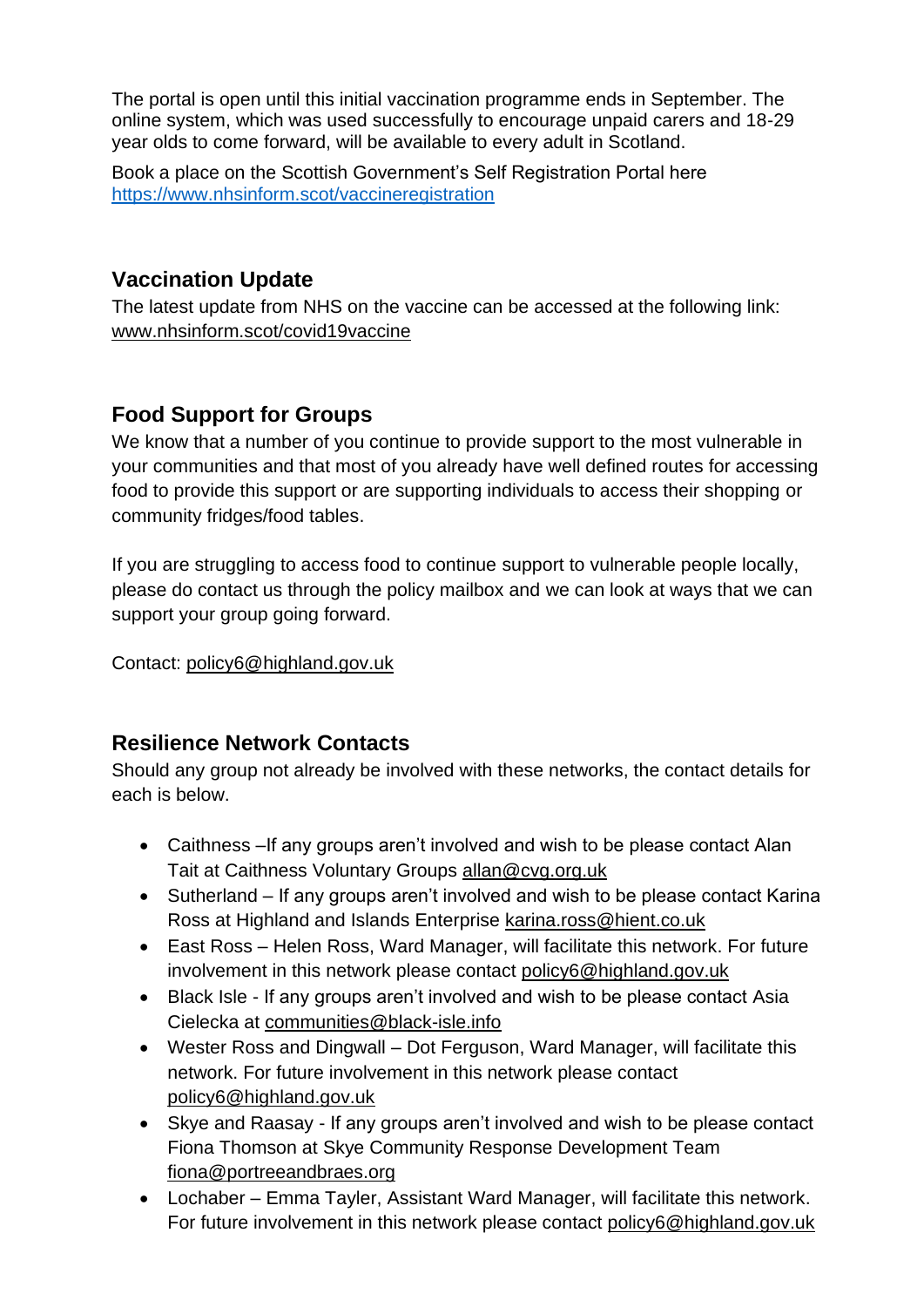The portal is open until this initial vaccination programme ends in September. The online system, which was used successfully to encourage unpaid carers and 18-29 year olds to come forward, will be available to every adult in Scotland.

Book a place on the Scottish Government's Self Registration Portal here https://www.nhsinform.scot/vaccineregistration

## Vaccination Update

The latest update from NHS on the vaccine can be accessed at the following link: www.nhsinform.scot/covid19vaccine

## Food Support for Groups

We know that a number of you continue to provide support to the most vulnerable in your communities and that most of you already have well defined routes for accessing food to provide this support or are supporting individuals to access their shopping or community fridges/food tables.

If you are struggling to access food to continue support to vulnerable people locally, please do contact us through the policy mailbox and we can look at ways that we can support your group going forward.

Contact: policy6@highland.gov.uk

## Resilience Network Contacts

Should any group not already be involved with these networks, the contact details for each is below.

- Caithness –If any groups aren't involved and wish to be please contact Alan Tait at Caithness Voluntary Groups allan@cvg.org.uk
- Sutherland – If any groups aren't involved and wish to be please contact Karina Ross at Highland and Islands Enterprise karina.ross@hient.co.uk
- East Ross – Helen Ross, Ward Manager, will facilitate this network. For future involvement in this network please contact policy6@highland.gov.uk
- Black Isle - If any groups aren't involved and wish to be please contact Asia Cielecka at communities@black-isle.info
- Wester Ross and Dingwall – Dot Ferguson, Ward Manager, will facilitate this network. For future involvement in this network please contact policy6@highland.gov.uk
- Skye and Raasay - If any groups aren't involved and wish to be please contact Fiona Thomson at Skye Community Response Development Team fiona@portreeandbraes.org
- Lochaber – Emma Tayler, Assistant Ward Manager, will facilitate this network. For future involvement in this network please contact policy6@highland.gov.uk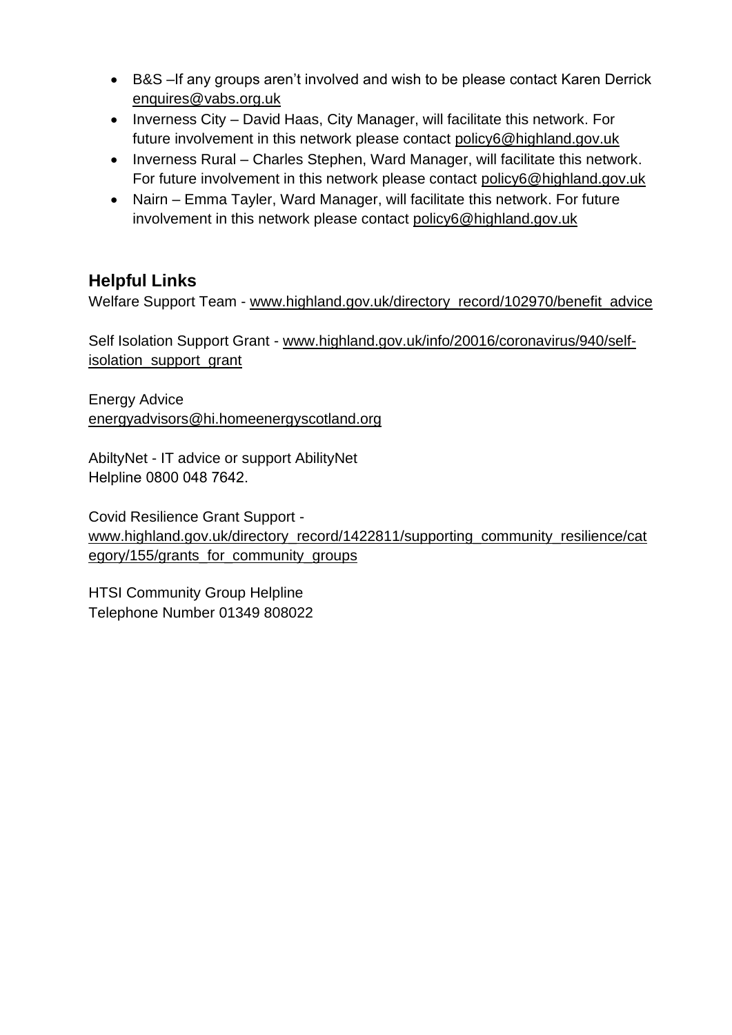- B&S –If any groups aren't involved and wish to be please contact Karen Derrick enquires@vabs.org.uk
- Inverness City – David Haas, City Manager, will facilitate this network. For future involvement in this network please contact policy6@highland.gov.uk
- Inverness Rural – Charles Stephen, Ward Manager, will facilitate this network. For future involvement in this network please contact policy6@highland.gov.uk
- Nairn – Emma Tayler, Ward Manager, will facilitate this network. For future involvement in this network please contact policy6@highland.gov.uk

## Helpful Links

Welfare Support Team - www.highland.gov.uk/directory_record/102970/benefit_advice

Self Isolation Support Grant - www.highland.gov.uk/info/20016/coronavirus/940/self-isolation_support_grant

Energy Advice
energyadvisors@hi.homeenergyscotland.org

AbiltyNet - IT advice or support AbilityNet
Helpline 0800 048 7642.

Covid Resilience Grant Support -
www.highland.gov.uk/directory_record/1422811/supporting_community_resilience/category/155/grants_for_community_groups

HTSI Community Group Helpline
Telephone Number 01349 808022